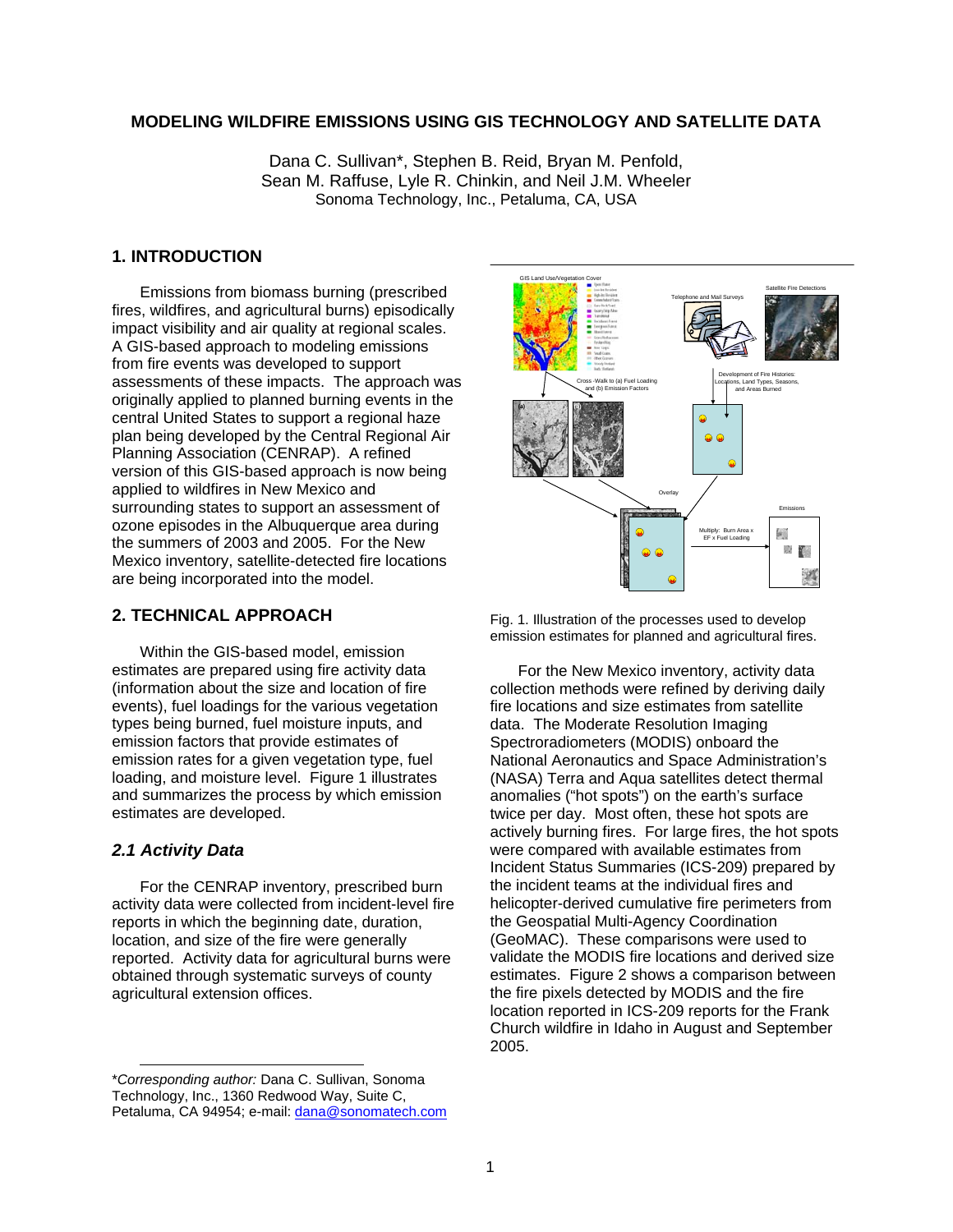# MODELING WILDFIRE EMISSIONS USING GIS TECHNOLOGY AND SATELLITE DATA

Dana C. Sullivan*, Stephen B. Reid, Bryan M. Penfold,
Sean M. Raffuse, Lyle R. Chinkin, and Neil J.M. Wheeler
Sonoma Technology, Inc., Petaluma, CA, USA

## 1. INTRODUCTION

Emissions from biomass burning (prescribed fires, wildfires, and agricultural burns) episodically impact visibility and air quality at regional scales. A GIS-based approach to modeling emissions from fire events was developed to support assessments of these impacts. The approach was originally applied to planned burning events in the central United States to support a regional haze plan being developed by the Central Regional Air Planning Association (CENRAP). A refined version of this GIS-based approach is now being applied to wildfires in New Mexico and surrounding states to support an assessment of ozone episodes in the Albuquerque area during the summers of 2003 and 2005. For the New Mexico inventory, satellite-detected fire locations are being incorporated into the model.

## 2. TECHNICAL APPROACH

Within the GIS-based model, emission estimates are prepared using fire activity data (information about the size and location of fire events), fuel loadings for the various vegetation types being burned, fuel moisture inputs, and emission factors that provide estimates of emission rates for a given vegetation type, fuel loading, and moisture level. Figure 1 illustrates and summarizes the process by which emission estimates are developed.

### *2.1 Activity Data*

For the CENRAP inventory, prescribed burn activity data were collected from incident-level fire reports in which the beginning date, duration, location, and size of the fire were generally reported. Activity data for agricultural burns were obtained through systematic surveys of county agricultural extension offices.

Fig. 1. Illustration of the processes used to develop emission estimates for planned and agricultural fires.

For the New Mexico inventory, activity data collection methods were refined by deriving daily fire locations and size estimates from satellite data. The Moderate Resolution Imaging Spectroradiometers (MODIS) onboard the National Aeronautics and Space Administration's (NASA) Terra and Aqua satellites detect thermal anomalies ("hot spots") on the earth's surface twice per day. Most often, these hot spots are actively burning fires. For large fires, the hot spots were compared with available estimates from Incident Status Summaries (ICS-209) prepared by the incident teams at the individual fires and helicopter-derived cumulative fire perimeters from the Geospatial Multi-Agency Coordination (GeoMAC). These comparisons were used to validate the MODIS fire locations and derived size estimates. Figure 2 shows a comparison between the fire pixels detected by MODIS and the fire location reported in ICS-209 reports for the Frank Church wildfire in Idaho in August and September 2005.

---

**Corresponding author:* Dana C. Sullivan, Sonoma Technology, Inc., 1360 Redwood Way, Suite C, Petaluma, CA 94954; e-mail: dana@sonomatech.com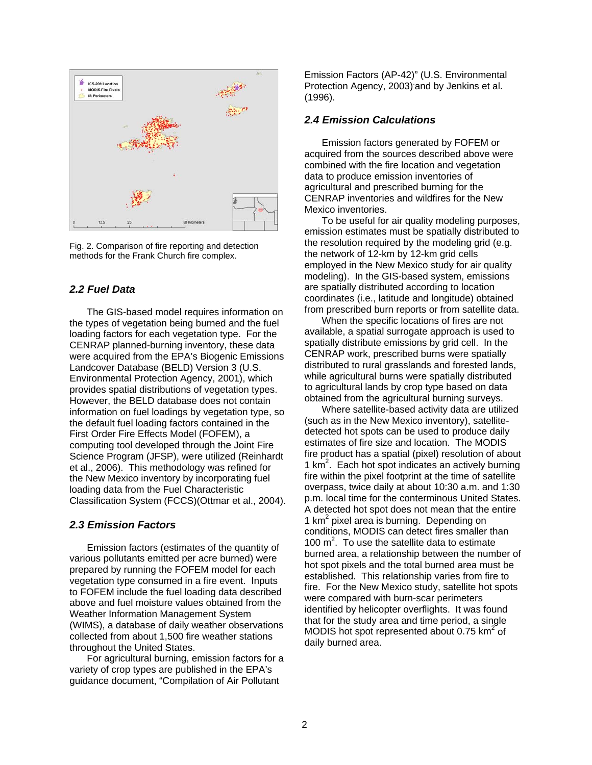Fig. 2. Comparison of fire reporting and detection methods for the Frank Church fire complex.

## 2.2 Fuel Data

The GIS-based model requires information on the types of vegetation being burned and the fuel loading factors for each vegetation type. For the CENRAP planned-burning inventory, these data were acquired from the EPA's Biogenic Emissions Landcover Database (BELD) Version 3 (U.S. Environmental Protection Agency, 2001), which provides spatial distributions of vegetation types. However, the BELD database does not contain information on fuel loadings by vegetation type, so the default fuel loading factors contained in the First Order Fire Effects Model (FOFEM), a computing tool developed through the Joint Fire Science Program (JFSP), were utilized (Reinhardt et al., 2006). This methodology was refined for the New Mexico inventory by incorporating fuel loading data from the Fuel Characteristic Classification System (FCCS)(Ottmar et al., 2004).

## 2.3 Emission Factors

Emission factors (estimates of the quantity of various pollutants emitted per acre burned) were prepared by running the FOFEM model for each vegetation type consumed in a fire event. Inputs to FOFEM include the fuel loading data described above and fuel moisture values obtained from the Weather Information Management System (WIMS), a database of daily weather observations collected from about 1,500 fire weather stations throughout the United States.

For agricultural burning, emission factors for a variety of crop types are published in the EPA's guidance document, "Compilation of Air Pollutant Emission Factors (AP-42)" (U.S. Environmental Protection Agency, 2003) and by Jenkins et al. (1996).

## 2.4 Emission Calculations

Emission factors generated by FOFEM or acquired from the sources described above were combined with the fire location and vegetation data to produce emission inventories of agricultural and prescribed burning for the CENRAP inventories and wildfires for the New Mexico inventories.

To be useful for air quality modeling purposes, emission estimates must be spatially distributed to the resolution required by the modeling grid (e.g. the network of 12-km by 12-km grid cells employed in the New Mexico study for air quality modeling). In the GIS-based system, emissions are spatially distributed according to location coordinates (i.e., latitude and longitude) obtained from prescribed burn reports or from satellite data.

When the specific locations of fires are not available, a spatial surrogate approach is used to spatially distribute emissions by grid cell. In the CENRAP work, prescribed burns were spatially distributed to rural grasslands and forested lands, while agricultural burns were spatially distributed to agricultural lands by crop type based on data obtained from the agricultural burning surveys.

Where satellite-based activity data are utilized (such as in the New Mexico inventory), satellite-detected hot spots can be used to produce daily estimates of fire size and location. The MODIS fire product has a spatial (pixel) resolution of about 1 km$^2$. Each hot spot indicates an actively burning fire within the pixel footprint at the time of satellite overpass, twice daily at about 10:30 a.m. and 1:30 p.m. local time for the conterminous United States. A detected hot spot does not mean that the entire 1 km$^2$ pixel area is burning. Depending on conditions, MODIS can detect fires smaller than 100 m$^2$. To use the satellite data to estimate burned area, a relationship between the number of hot spot pixels and the total burned area must be established. This relationship varies from fire to fire. For the New Mexico study, satellite hot spots were compared with burn-scar perimeters identified by helicopter overflights. It was found that for the study area and time period, a single MODIS hot spot represented about 0.75 km$^2$ of daily burned area.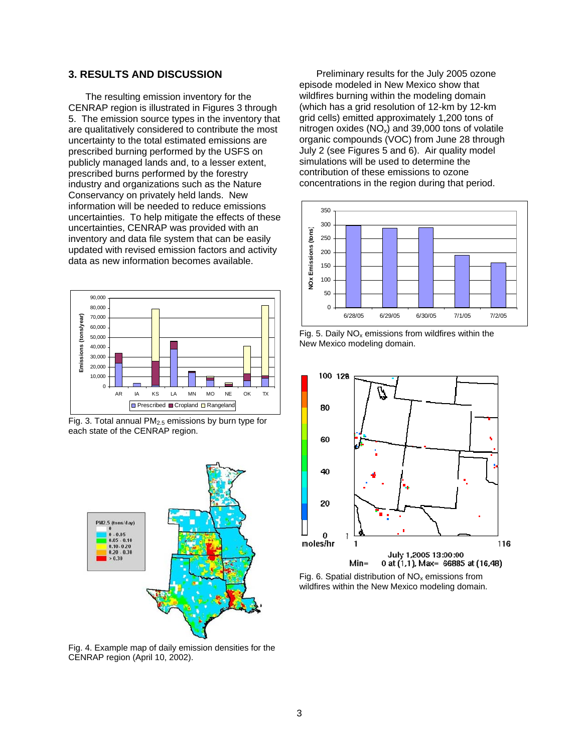## 3. RESULTS AND DISCUSSION

The resulting emission inventory for the CENRAP region is illustrated in Figures 3 through 5. The emission source types in the inventory that are qualitatively considered to contribute the most uncertainty to the total estimated emissions are prescribed burning performed by the USFS on publicly managed lands and, to a lesser extent, prescribed burns performed by the forestry industry and organizations such as the Nature Conservancy on privately held lands. New information will be needed to reduce emissions uncertainties. To help mitigate the effects of these uncertainties, CENRAP was provided with an inventory and data file system that can be easily updated with revised emission factors and activity data as new information becomes available.

Fig. 3. Total annual $PM_{2.5}$ emissions by burn type for each state of the CENRAP region.

Fig. 4. Example map of daily emission densities for the CENRAP region (April 10, 2002).

Preliminary results for the July 2005 ozone episode modeled in New Mexico show that wildfires burning within the modeling domain (which has a grid resolution of 12-km by 12-km grid cells) emitted approximately 1,200 tons of nitrogen oxides ($NO_x$) and 39,000 tons of volatile organic compounds (VOC) from June 28 through July 2 (see Figures 5 and 6). Air quality model simulations will be used to determine the contribution of these emissions to ozone concentrations in the region during that period.

Fig. 5. Daily $NO_x$ emissions from wildfires within the New Mexico modeling domain.

Fig. 6. Spatial distribution of $NO_x$ emissions from wildfires within the New Mexico modeling domain.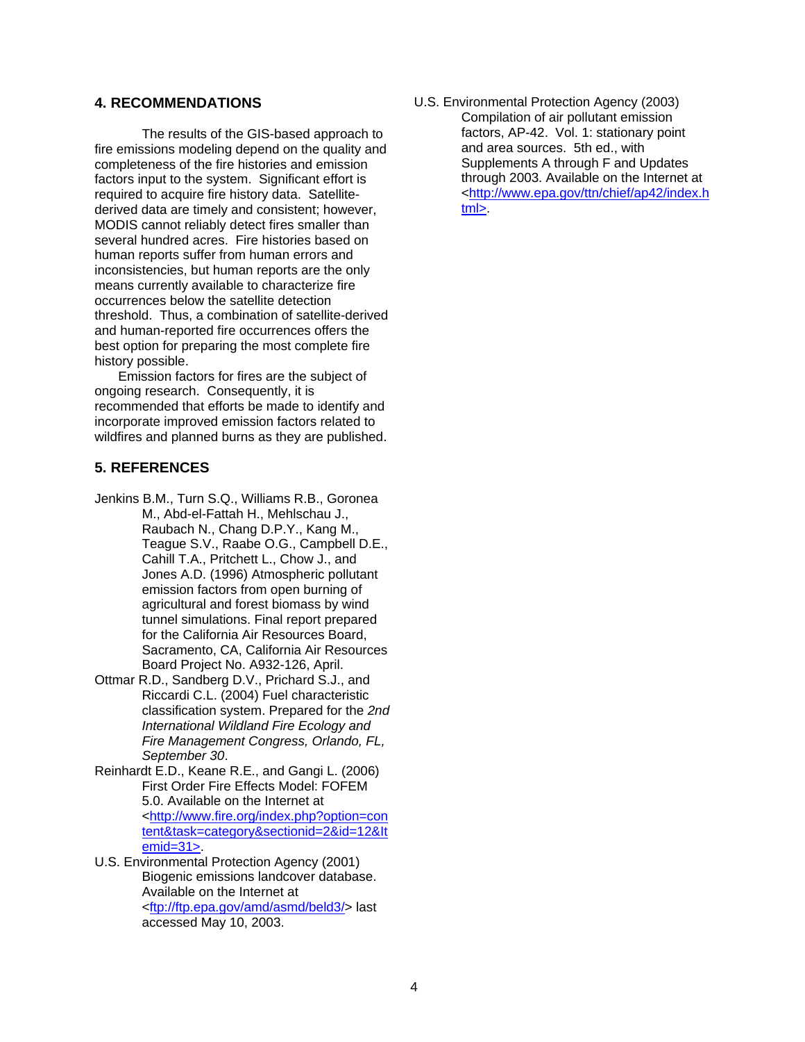## 4. RECOMMENDATIONS

The results of the GIS-based approach to fire emissions modeling depend on the quality and completeness of the fire histories and emission factors input to the system. Significant effort is required to acquire fire history data. Satellite-derived data are timely and consistent; however, MODIS cannot reliably detect fires smaller than several hundred acres. Fire histories based on human reports suffer from human errors and inconsistencies, but human reports are the only means currently available to characterize fire occurrences below the satellite detection threshold. Thus, a combination of satellite-derived and human-reported fire occurrences offers the best option for preparing the most complete fire history possible.

Emission factors for fires are the subject of ongoing research. Consequently, it is recommended that efforts be made to identify and incorporate improved emission factors related to wildfires and planned burns as they are published.

## 5. REFERENCES

Jenkins B.M., Turn S.Q., Williams R.B., Goronea M., Abd-el-Fattah H., Mehlschau J., Raubach N., Chang D.P.Y., Kang M., Teague S.V., Raabe O.G., Campbell D.E., Cahill T.A., Pritchett L., Chow J., and Jones A.D. (1996) Atmospheric pollutant emission factors from open burning of agricultural and forest biomass by wind tunnel simulations. Final report prepared for the California Air Resources Board, Sacramento, CA, California Air Resources Board Project No. A932-126, April.

Ottmar R.D., Sandberg D.V., Prichard S.J., and Riccardi C.L. (2004) Fuel characteristic classification system. Prepared for the *2nd International Wildland Fire Ecology and Fire Management Congress, Orlando, FL, September 30*.

Reinhardt E.D., Keane R.E., and Gangi L. (2006) First Order Fire Effects Model: FOFEM 5.0. Available on the Internet at <http://www.fire.org/index.php?option=content&task=category&sectionid=2&id=12&Itemid=31>.

U.S. Environmental Protection Agency (2001) Biogenic emissions landcover database. Available on the Internet at <ftp://ftp.epa.gov/amd/asmd/beld3/> last accessed May 10, 2003.

U.S. Environmental Protection Agency (2003) Compilation of air pollutant emission factors, AP-42. Vol. 1: stationary point and area sources. 5th ed., with Supplements A through F and Updates through 2003. Available on the Internet at <http://www.epa.gov/ttn/chief/ap42/index.html>.